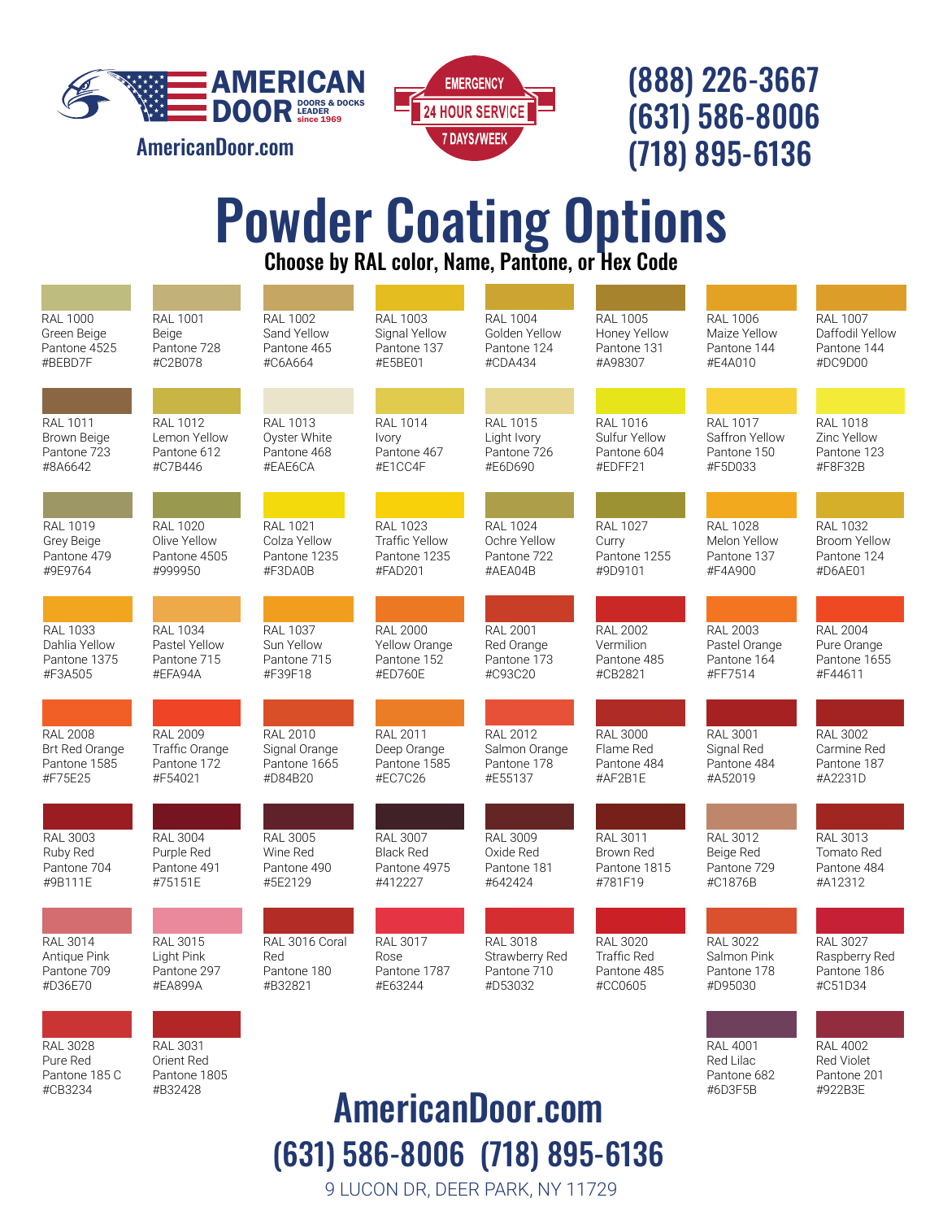AMERICAN DOOR — DOORS & DOCKS LEADER since 1969

AmericanDoor.com

EMERGENCY 24 HOUR SERVICE 7 DAYS/WEEK

(888) 226-3667
(631) 586-8006
(718) 895-6136

# Powder Coating Options

## Choose by RAL color, Name, Pantone, or Hex Code

| RAL | Name | Pantone | Hex |
|---|---|---|---|
| RAL 1000 | Green Beige | Pantone 4525 | #BEBD7F |
| RAL 1001 | Beige | Pantone 728 | #C2B078 |
| RAL 1002 | Sand Yellow | Pantone 465 | #C6A664 |
| RAL 1003 | Signal Yellow | Pantone 137 | #E5BE01 |
| RAL 1004 | Golden Yellow | Pantone 124 | #CDA434 |
| RAL 1005 | Honey Yellow | Pantone 131 | #A98307 |
| RAL 1006 | Maize Yellow | Pantone 144 | #E4A010 |
| RAL 1007 | Daffodil Yellow | Pantone 144 | #DC9D00 |
| RAL 1011 | Brown Beige | Pantone 723 | #8A6642 |
| RAL 1012 | Lemon Yellow | Pantone 612 | #C7B446 |
| RAL 1013 | Oyster White | Pantone 468 | #EAE6CA |
| RAL 1014 | Ivory | Pantone 467 | #E1CC4F |
| RAL 1015 | Light Ivory | Pantone 726 | #E6D690 |
| RAL 1016 | Sulfur Yellow | Pantone 604 | #EDFF21 |
| RAL 1017 | Saffron Yellow | Pantone 150 | #F5D033 |
| RAL 1018 | Zinc Yellow | Pantone 123 | #F8F32B |
| RAL 1019 | Grey Beige | Pantone 479 | #9E9764 |
| RAL 1020 | Olive Yellow | Pantone 4505 | #999950 |
| RAL 1021 | Colza Yellow | Pantone 1235 | #F3DA0B |
| RAL 1023 | Traffic Yellow | Pantone 1235 | #FAD201 |
| RAL 1024 | Ochre Yellow | Pantone 722 | #AEA04B |
| RAL 1027 | Curry | Pantone 1255 | #9D9101 |
| RAL 1028 | Melon Yellow | Pantone 137 | #F4A900 |
| RAL 1032 | Broom Yellow | Pantone 124 | #D6AE01 |
| RAL 1033 | Dahlia Yellow | Pantone 1375 | #F3A505 |
| RAL 1034 | Pastel Yellow | Pantone 715 | #EFA94A |
| RAL 1037 | Sun Yellow | Pantone 715 | #F39F18 |
| RAL 2000 | Yellow Orange | Pantone 152 | #ED760E |
| RAL 2001 | Red Orange | Pantone 173 | #C93C20 |
| RAL 2002 | Vermilion | Pantone 485 | #CB2821 |
| RAL 2003 | Pastel Orange | Pantone 164 | #FF7514 |
| RAL 2004 | Pure Orange | Pantone 1655 | #F44611 |
| RAL 2008 | Brt Red Orange | Pantone 1585 | #F75E25 |
| RAL 2009 | Traffic Orange | Pantone 172 | #F54021 |
| RAL 2010 | Signal Orange | Pantone 1665 | #D84B20 |
| RAL 2011 | Deep Orange | Pantone 1585 | #EC7C26 |
| RAL 2012 | Salmon Orange | Pantone 178 | #E55137 |
| RAL 3000 | Flame Red | Pantone 484 | #AF2B1E |
| RAL 3001 | Signal Red | Pantone 484 | #A52019 |
| RAL 3002 | Carmine Red | Pantone 187 | #A2231D |
| RAL 3003 | Ruby Red | Pantone 704 | #9B111E |
| RAL 3004 | Purple Red | Pantone 491 | #75151E |
| RAL 3005 | Wine Red | Pantone 490 | #5E2129 |
| RAL 3007 | Black Red | Pantone 4975 | #412227 |
| RAL 3009 | Oxide Red | Pantone 181 | #642424 |
| RAL 3011 | Brown Red | Pantone 1815 | #781F19 |
| RAL 3012 | Beige Red | Pantone 729 | #C1876B |
| RAL 3013 | Tomato Red | Pantone 484 | #A12312 |
| RAL 3014 | Antique Pink | Pantone 709 | #D36E70 |
| RAL 3015 | Light Pink | Pantone 297 | #EA899A |
| RAL 3016 | Coral Red | Pantone 180 | #B32821 |
| RAL 3017 | Rose | Pantone 1787 | #E63244 |
| RAL 3018 | Strawberry Red | Pantone 710 | #D53032 |
| RAL 3020 | Traffic Red | Pantone 485 | #CC0605 |
| RAL 3022 | Salmon Pink | Pantone 178 | #D95030 |
| RAL 3027 | Raspberry Red | Pantone 186 | #C51D34 |
| RAL 3028 | Pure Red | Pantone 185 C | #CB3234 |
| RAL 3031 | Orient Red | Pantone 1805 | #B32428 |
| RAL 4001 | Red Lilac | Pantone 682 | #6D3F5B |
| RAL 4002 | Red Violet | Pantone 201 | #922B3E |

**AmericanDoor.com**

**(631) 586-8006 (718) 895-6136**

9 LUCON DR, DEER PARK, NY 11729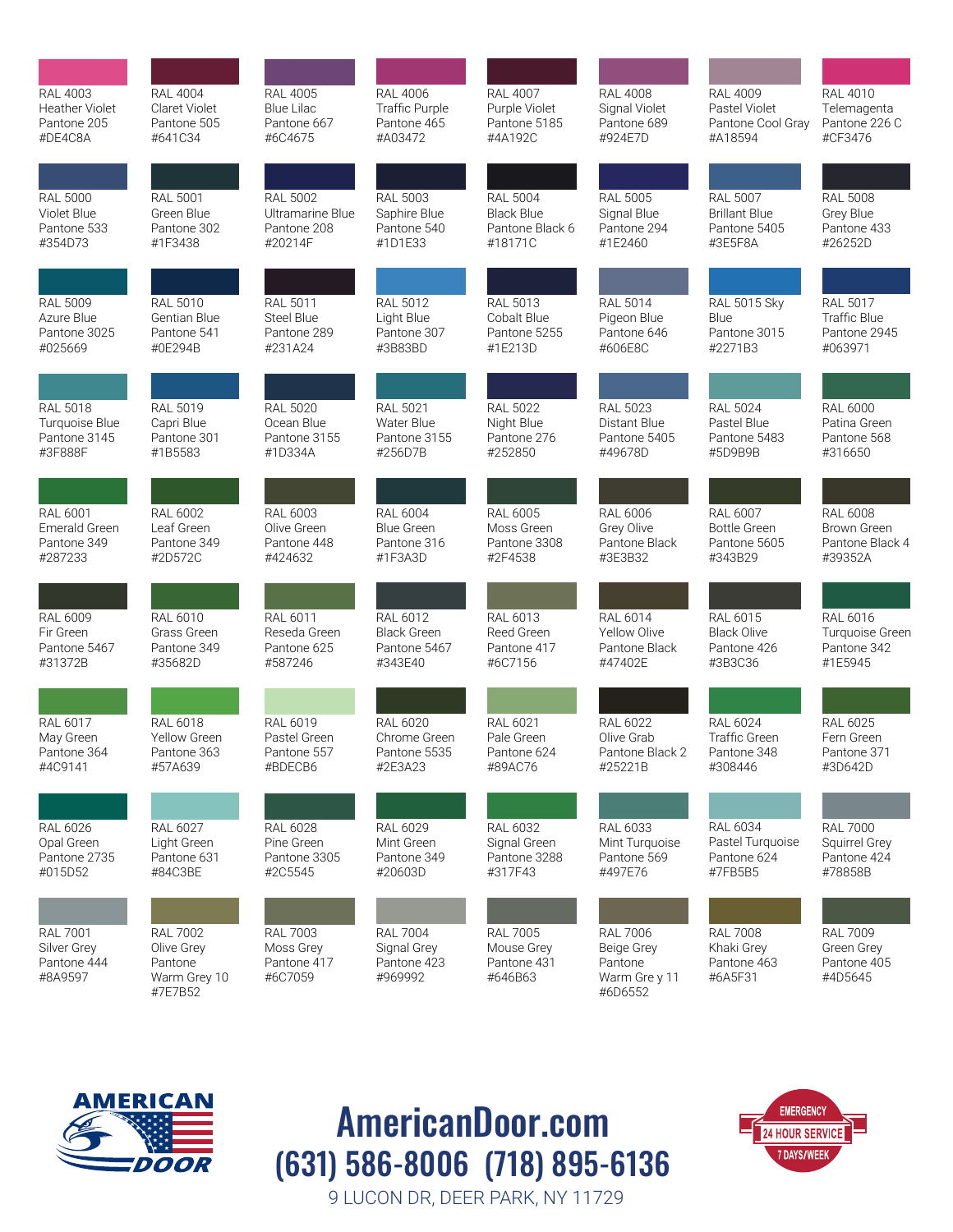| RAL | Name | Pantone | Hex |
| --- | --- | --- | --- |
| RAL 4003 | Heather Violet | Pantone 205 | #DE4C8A |
| RAL 4004 | Claret Violet | Pantone 505 | #641C34 |
| RAL 4005 | Blue Lilac | Pantone 667 | #6C4675 |
| RAL 4006 | Traffic Purple | Pantone 465 | #A03472 |
| RAL 4007 | Purple Violet | Pantone 5185 | #4A192C |
| RAL 4008 | Signal Violet | Pantone 689 | #924E7D |
| RAL 4009 | Pastel Violet | Pantone Cool Gray | #A18594 |
| RAL 4010 | Telemagenta | Pantone 226 C | #CF3476 |
| RAL 5000 | Violet Blue | Pantone 533 | #354D73 |
| RAL 5001 | Green Blue | Pantone 302 | #1F3438 |
| RAL 5002 | Ultramarine Blue | Pantone 208 | #20214F |
| RAL 5003 | Saphire Blue | Pantone 540 | #1D1E33 |
| RAL 5004 | Black Blue | Pantone Black 6 | #18171C |
| RAL 5005 | Signal Blue | Pantone 294 | #1E2460 |
| RAL 5007 | Brillant Blue | Pantone 5405 | #3E5F8A |
| RAL 5008 | Grey Blue | Pantone 433 | #26252D |
| RAL 5009 | Azure Blue | Pantone 3025 | #025669 |
| RAL 5010 | Gentian Blue | Pantone 541 | #0E294B |
| RAL 5011 | Steel Blue | Pantone 289 | #231A24 |
| RAL 5012 | Light Blue | Pantone 307 | #3B83BD |
| RAL 5013 | Cobalt Blue | Pantone 5255 | #1E213D |
| RAL 5014 | Pigeon Blue | Pantone 646 | #606E8C |
| RAL 5015 | Sky Blue | Pantone 3015 | #2271B3 |
| RAL 5017 | Traffic Blue | Pantone 2945 | #063971 |
| RAL 5018 | Turquoise Blue | Pantone 3145 | #3F888F |
| RAL 5019 | Capri Blue | Pantone 301 | #1B5583 |
| RAL 5020 | Ocean Blue | Pantone 3155 | #1D334A |
| RAL 5021 | Water Blue | Pantone 3155 | #256D7B |
| RAL 5022 | Night Blue | Pantone 276 | #252850 |
| RAL 5023 | Distant Blue | Pantone 5405 | #49678D |
| RAL 5024 | Pastel Blue | Pantone 5483 | #5D9B9B |
| RAL 6000 | Patina Green | Pantone 568 | #316650 |
| RAL 6001 | Emerald Green | Pantone 349 | #287233 |
| RAL 6002 | Leaf Green | Pantone 349 | #2D572C |
| RAL 6003 | Olive Green | Pantone 448 | #424632 |
| RAL 6004 | Blue Green | Pantone 316 | #1F3A3D |
| RAL 6005 | Moss Green | Pantone 3308 | #2F4538 |
| RAL 6006 | Grey Olive | Pantone Black | #3E3B32 |
| RAL 6007 | Bottle Green | Pantone 5605 | #343B29 |
| RAL 6008 | Brown Green | Pantone Black 4 | #39352A |
| RAL 6009 | Fir Green | Pantone 5467 | #31372B |
| RAL 6010 | Grass Green | Pantone 349 | #35682D |
| RAL 6011 | Reseda Green | Pantone 625 | #587246 |
| RAL 6012 | Black Green | Pantone 5467 | #343E40 |
| RAL 6013 | Reed Green | Pantone 417 | #6C7156 |
| RAL 6014 | Yellow Olive | Pantone Black | #47402E |
| RAL 6015 | Black Olive | Pantone 426 | #3B3C36 |
| RAL 6016 | Turquoise Green | Pantone 342 | #1E5945 |
| RAL 6017 | May Green | Pantone 364 | #4C9141 |
| RAL 6018 | Yellow Green | Pantone 363 | #57A639 |
| RAL 6019 | Pastel Green | Pantone 557 | #BDECB6 |
| RAL 6020 | Chrome Green | Pantone 5535 | #2E3A23 |
| RAL 6021 | Pale Green | Pantone 624 | #89AC76 |
| RAL 6022 | Olive Grab | Pantone Black 2 | #25221B |
| RAL 6024 | Traffic Green | Pantone 348 | #308446 |
| RAL 6025 | Fern Green | Pantone 371 | #3D642D |
| RAL 6026 | Opal Green | Pantone 2735 | #015D52 |
| RAL 6027 | Light Green | Pantone 631 | #84C3BE |
| RAL 6028 | Pine Green | Pantone 3305 | #2C5545 |
| RAL 6029 | Mint Green | Pantone 349 | #20603D |
| RAL 6032 | Signal Green | Pantone 3288 | #317F43 |
| RAL 6033 | Mint Turquoise | Pantone 569 | #497E76 |
| RAL 6034 | Pastel Turquoise | Pantone 624 | #7FB5B5 |
| RAL 7000 | Squirrel Grey | Pantone 424 | #78858B |
| RAL 7001 | Silver Grey | Pantone 444 | #8A9597 |
| RAL 7002 | Olive Grey | Pantone Warm Grey 10 | #7E7B52 |
| RAL 7003 | Moss Grey | Pantone 417 | #6C7059 |
| RAL 7004 | Signal Grey | Pantone 423 | #969992 |
| RAL 7005 | Mouse Grey | Pantone 431 | #646B63 |
| RAL 7006 | Beige Grey | Pantone Warm Gre y 11 | #6D6552 |
| RAL 7008 | Khaki Grey | Pantone 463 | #6A5F31 |
| RAL 7009 | Green Grey | Pantone 405 | #4D5645 |

AMERICAN DOOR

**AmericanDoor.com**

**(631) 586-8006 (718) 895-6136**

9 LUCON DR, DEER PARK, NY 11729

EMERGENCY 24 HOUR SERVICE 7 DAYS/WEEK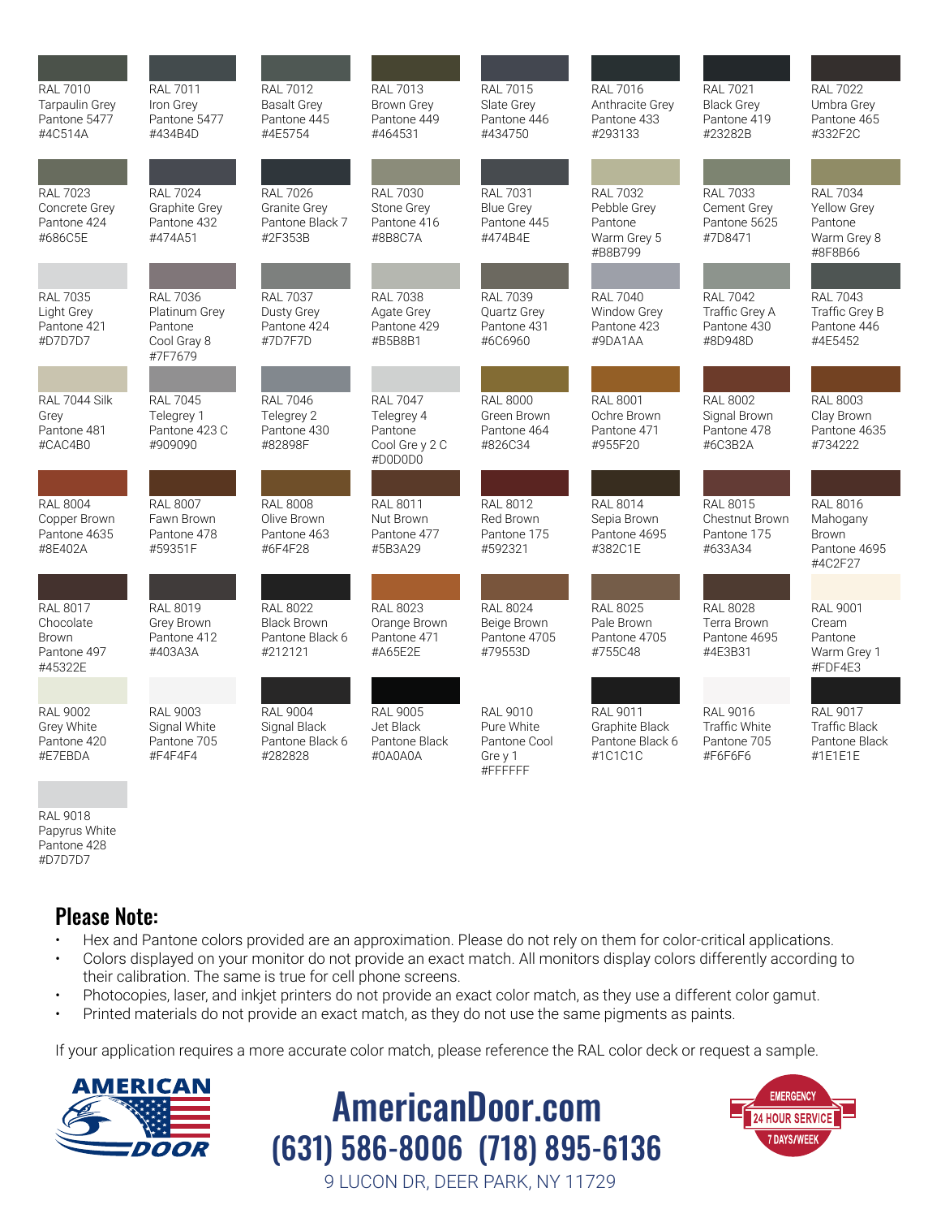| | | | | | | | |
|---|---|---|---|---|---|---|---|
| RAL 7010 Tarpaulin Grey Pantone 5477 #4C514A | RAL 7011 Iron Grey Pantone 5477 #434B4D | RAL 7012 Basalt Grey Pantone 445 #4E5754 | RAL 7013 Brown Grey Pantone 449 #464531 | RAL 7015 Slate Grey Pantone 446 #434750 | RAL 7016 Anthracite Grey Pantone 433 #293133 | RAL 7021 Black Grey Pantone 419 #23282B | RAL 7022 Umbra Grey Pantone 465 #332F2C |
| RAL 7023 Concrete Grey Pantone 424 #686C5E | RAL 7024 Graphite Grey Pantone 432 #474A51 | RAL 7026 Granite Grey Pantone Black 7 #2F353B | RAL 7030 Stone Grey Pantone 416 #8B8C7A | RAL 7031 Blue Grey Pantone 445 #474B4E | RAL 7032 Pebble Grey Pantone Warm Grey 5 #B8B799 | RAL 7033 Cement Grey Pantone 5625 #7D8471 | RAL 7034 Yellow Grey Pantone Warm Grey 8 #8F8B66 |
| RAL 7035 Light Grey Pantone 421 #D7D7D7 | RAL 7036 Platinum Grey Pantone Cool Gray 8 #7F7679 | RAL 7037 Dusty Grey Pantone 424 #7D7F7D | RAL 7038 Agate Grey Pantone 429 #B5B8B1 | RAL 7039 Quartz Grey Pantone 431 #6C6960 | RAL 7040 Window Grey Pantone 423 #9DA1AA | RAL 7042 Traffic Grey A Pantone 430 #8D948D | RAL 7043 Traffic Grey B Pantone 446 #4E5452 |
| RAL 7044 Silk Grey Pantone 481 #CAC4B0 | RAL 7045 Telegrey 1 Pantone 423 C #909090 | RAL 7046 Telegrey 2 Pantone 430 #82898F | RAL 7047 Telegrey 4 Pantone Cool Gre y 2 C #D0D0D0 | RAL 8000 Green Brown Pantone 464 #826C34 | RAL 8001 Ochre Brown Pantone 471 #955F20 | RAL 8002 Signal Brown Pantone 478 #6C3B2A | RAL 8003 Clay Brown Pantone 4635 #734222 |
| RAL 8004 Copper Brown Pantone 4635 #8E402A | RAL 8007 Fawn Brown Pantone 478 #59351F | RAL 8008 Olive Brown Pantone 463 #6F4F28 | RAL 8011 Nut Brown Pantone 477 #5B3A29 | RAL 8012 Red Brown Pantone 175 #592321 | RAL 8014 Sepia Brown Pantone 4695 #382C1E | RAL 8015 Chestnut Brown Pantone 175 #633A34 | RAL 8016 Mahogany Brown Pantone 4695 #4C2F27 |
| RAL 8017 Chocolate Brown Pantone 497 #45322E | RAL 8019 Grey Brown Pantone 412 #403A3A | RAL 8022 Black Brown Pantone Black 6 #212121 | RAL 8023 Orange Brown Pantone 471 #A65E2E | RAL 8024 Beige Brown Pantone 4705 #79553D | RAL 8025 Pale Brown Pantone 4705 #755C48 | RAL 8028 Terra Brown Pantone 4695 #4E3B31 | RAL 9001 Cream Pantone Warm Grey 1 #FDF4E3 |
| RAL 9002 Grey White Pantone 420 #E7EBDA | RAL 9003 Signal White Pantone 705 #F4F4F4 | RAL 9004 Signal Black Pantone Black 6 #282828 | RAL 9005 Jet Black Pantone Black #0A0A0A | RAL 9010 Pure White Pantone Cool Gre y 1 #FFFFFF | RAL 9011 Graphite Black Pantone Black 6 #1C1C1C | RAL 9016 Traffic White Pantone 705 #F6F6F6 | RAL 9017 Traffic Black Pantone Black #1E1E1E |
| RAL 9018 Papyrus White Pantone 428 #D7D7D7 | | | | | | | |

## Please Note:

- Hex and Pantone colors provided are an approximation. Please do not rely on them for color-critical applications.
- Colors displayed on your monitor do not provide an exact match. All monitors display colors differently according to their calibration. The same is true for cell phone screens.
- Photocopies, laser, and inkjet printers do not provide an exact color match, as they use a different color gamut.
- Printed materials do not provide an exact match, as they do not use the same pigments as paints.

If your application requires a more accurate color match, please reference the RAL color deck or request a sample.

AMERICAN DOOR

**AmericanDoor.com**

**(631) 586-8006 (718) 895-6136**

9 LUCON DR, DEER PARK, NY 11729

EMERGENCY 24 HOUR SERVICE 7 DAYS/WEEK